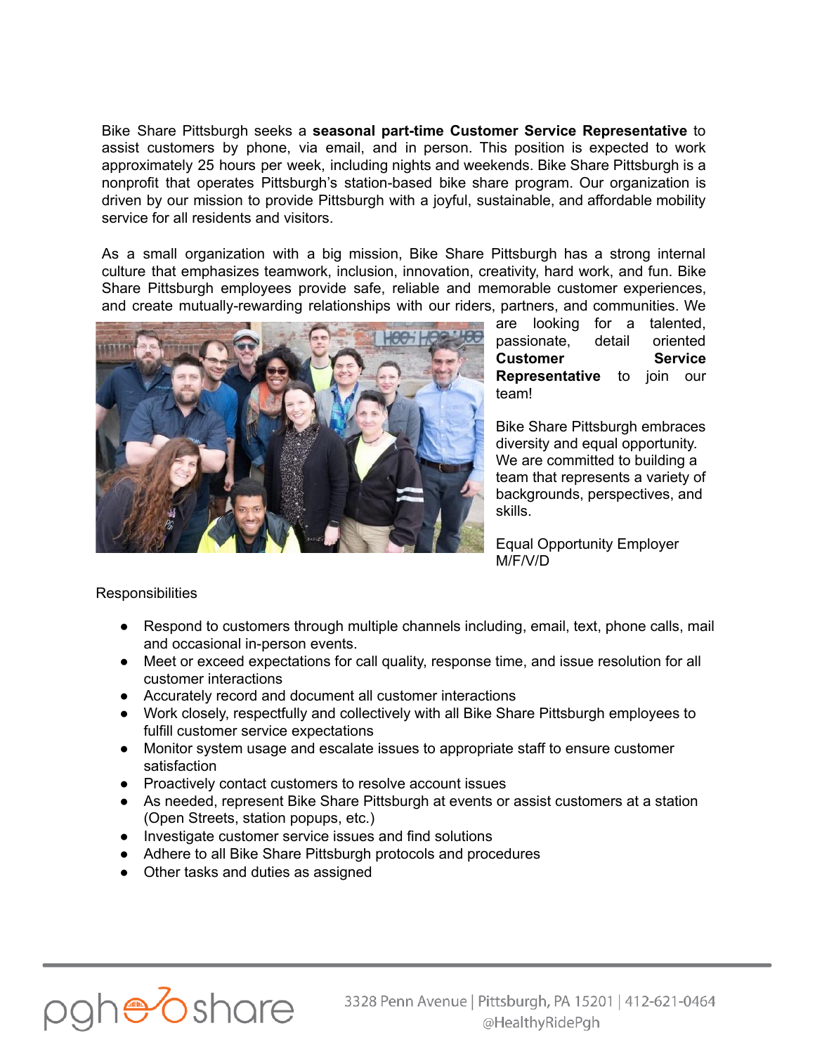Bike Share Pittsburgh seeks a **seasonal part-time Customer Service Representative** to assist customers by phone, via email, and in person. This position is expected to work approximately 25 hours per week, including nights and weekends. Bike Share Pittsburgh is a nonprofit that operates Pittsburgh's station-based bike share program. Our organization is driven by our mission to provide Pittsburgh with a joyful, sustainable, and affordable mobility service for all residents and visitors.

As a small organization with a big mission, Bike Share Pittsburgh has a strong internal culture that emphasizes teamwork, inclusion, innovation, creativity, hard work, and fun. Bike Share Pittsburgh employees provide safe, reliable and memorable customer experiences, and create mutually-rewarding relationships with our riders, partners, and communities. We are looking for a talented, passionate, detail oriented **Customer Service Representative** to join our team!

Bike Share Pittsburgh embraces diversity and equal opportunity. We are committed to building a team that represents a variety of backgrounds, perspectives, and skills.

Equal Opportunity Employer M/F/V/D

Responsibilities

- Respond to customers through multiple channels including, email, text, phone calls, mail and occasional in-person events.
- Meet or exceed expectations for call quality, response time, and issue resolution for all customer interactions
- Accurately record and document all customer interactions
- Work closely, respectfully and collectively with all Bike Share Pittsburgh employees to fulfill customer service expectations
- Monitor system usage and escalate issues to appropriate staff to ensure customer satisfaction
- Proactively contact customers to resolve account issues
- As needed, represent Bike Share Pittsburgh at events or assist customers at a station (Open Streets, station popups, etc.)
- Investigate customer service issues and find solutions
- Adhere to all Bike Share Pittsburgh protocols and procedures
- Other tasks and duties as assigned

pgh bikeshare

3328 Penn Avenue | Pittsburgh, PA 15201 | 412-621-0464
@HealthyRidePgh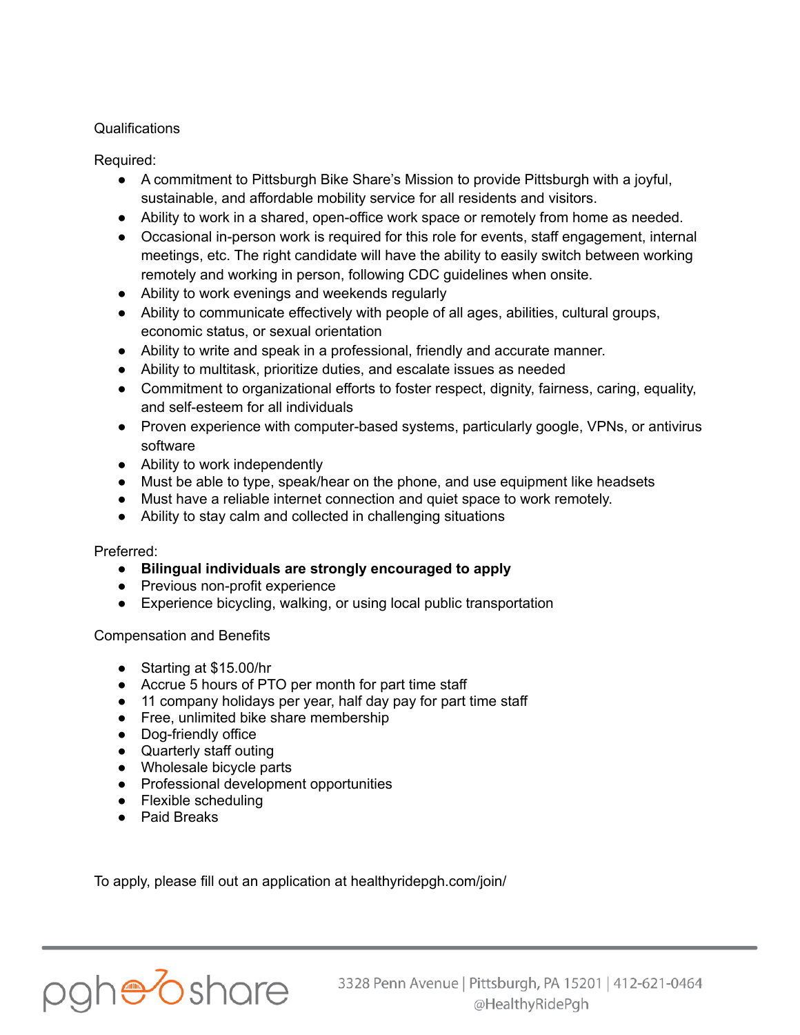## Qualifications

Required:

- A commitment to Pittsburgh Bike Share's Mission to provide Pittsburgh with a joyful, sustainable, and affordable mobility service for all residents and visitors.
- Ability to work in a shared, open-office work space or remotely from home as needed.
- Occasional in-person work is required for this role for events, staff engagement, internal meetings, etc. The right candidate will have the ability to easily switch between working remotely and working in person, following CDC guidelines when onsite.
- Ability to work evenings and weekends regularly
- Ability to communicate effectively with people of all ages, abilities, cultural groups, economic status, or sexual orientation
- Ability to write and speak in a professional, friendly and accurate manner.
- Ability to multitask, prioritize duties, and escalate issues as needed
- Commitment to organizational efforts to foster respect, dignity, fairness, caring, equality, and self-esteem for all individuals
- Proven experience with computer-based systems, particularly google, VPNs, or antivirus software
- Ability to work independently
- Must be able to type, speak/hear on the phone, and use equipment like headsets
- Must have a reliable internet connection and quiet space to work remotely.
- Ability to stay calm and collected in challenging situations

Preferred:

- **Bilingual individuals are strongly encouraged to apply**
- Previous non-profit experience
- Experience bicycling, walking, or using local public transportation

## Compensation and Benefits

- Starting at $15.00/hr
- Accrue 5 hours of PTO per month for part time staff
- 11 company holidays per year, half day pay for part time staff
- Free, unlimited bike share membership
- Dog-friendly office
- Quarterly staff outing
- Wholesale bicycle parts
- Professional development opportunities
- Flexible scheduling
- Paid Breaks

To apply, please fill out an application at healthyridepgh.com/join/

pgh bike share

3328 Penn Avenue | Pittsburgh, PA 15201 | 412-621-0464
@HealthyRidePgh